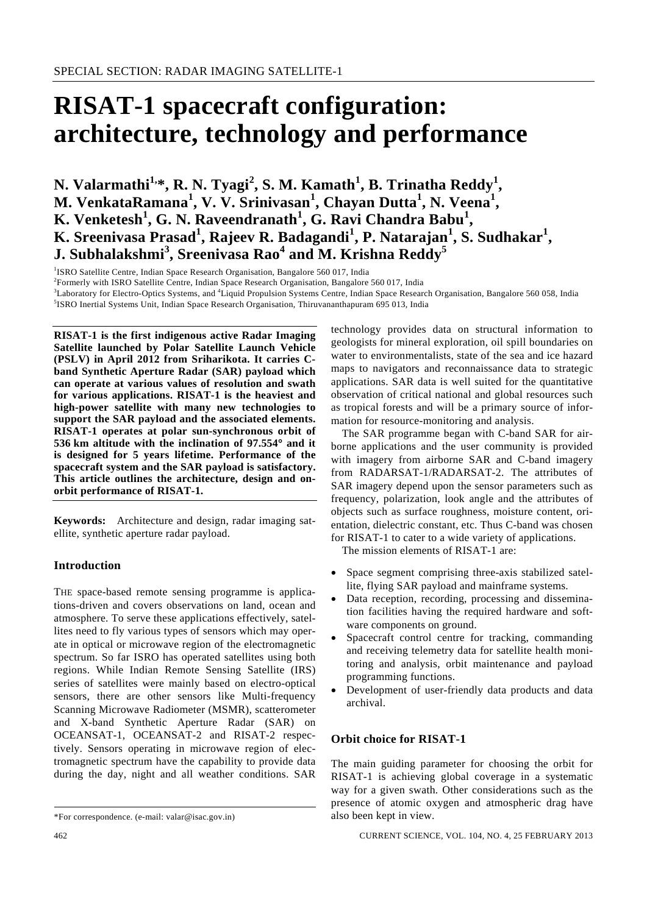SPECIAL SECTION: RADAR IMAGING SATELLITE-1

# RISAT-1 spacecraft configuration: architecture, technology and performance

**N. Valarmathi[1,*], R. N. Tyagi[2], S. M. Kamath[1], B. Trinatha Reddy[1], M. VenkataRamana[1], V. V. Srinivasan[1], Chayan Dutta[1], N. Veena[1], K. Venketesh[1], G. N. Raveendranath[1], G. Ravi Chandra Babu[1], K. Sreenivasa Prasad[1], Rajeev R. Badagandi[1], P. Natarajan[1], S. Sudhakar[1], J. Subhalakshmi[3], Sreenivasa Rao[4] and M. Krishna Reddy[5]**

[1]ISRO Satellite Centre, Indian Space Research Organisation, Bangalore 560 017, India
[2]Formerly with ISRO Satellite Centre, Indian Space Research Organisation, Bangalore 560 017, India
[3]Laboratory for Electro-Optics Systems, and [4]Liquid Propulsion Systems Centre, Indian Space Research Organisation, Bangalore 560 058, India
[5]ISRO Inertial Systems Unit, Indian Space Research Organisation, Thiruvananthapuram 695 013, India

**RISAT-1 is the first indigenous active Radar Imaging Satellite launched by Polar Satellite Launch Vehicle (PSLV) in April 2012 from Sriharikota. It carries C-band Synthetic Aperture Radar (SAR) payload which can operate at various values of resolution and swath for various applications. RISAT-1 is the heaviest and high-power satellite with many new technologies to support the SAR payload and the associated elements. RISAT-1 operates at polar sun-synchronous orbit of 536 km altitude with the inclination of 97.554° and it is designed for 5 years lifetime. Performance of the spacecraft system and the SAR payload is satisfactory. This article outlines the architecture, design and on-orbit performance of RISAT-1.**

**Keywords:** Architecture and design, radar imaging satellite, synthetic aperture radar payload.

## Introduction

THE space-based remote sensing programme is applications-driven and covers observations on land, ocean and atmosphere. To serve these applications effectively, satellites need to fly various types of sensors which may operate in optical or microwave region of the electromagnetic spectrum. So far ISRO has operated satellites using both regions. While Indian Remote Sensing Satellite (IRS) series of satellites were mainly based on electro-optical sensors, there are other sensors like Multi-frequency Scanning Microwave Radiometer (MSMR), scatterometer and X-band Synthetic Aperture Radar (SAR) on OCEANSAT-1, OCEANSAT-2 and RISAT-2 respectively. Sensors operating in microwave region of electromagnetic spectrum have the capability to provide data during the day, night and all weather conditions. SAR technology provides data on structural information to geologists for mineral exploration, oil spill boundaries on water to environmentalists, state of the sea and ice hazard maps to navigators and reconnaissance data to strategic applications. SAR data is well suited for the quantitative observation of critical national and global resources such as tropical forests and will be a primary source of information for resource-monitoring and analysis.

The SAR programme began with C-band SAR for airborne applications and the user community is provided with imagery from airborne SAR and C-band imagery from RADARSAT-1/RADARSAT-2. The attributes of SAR imagery depend upon the sensor parameters such as frequency, polarization, look angle and the attributes of objects such as surface roughness, moisture content, orientation, dielectric constant, etc. Thus C-band was chosen for RISAT-1 to cater to a wide variety of applications.

The mission elements of RISAT-1 are:

- Space segment comprising three-axis stabilized satellite, flying SAR payload and mainframe systems.
- Data reception, recording, processing and dissemination facilities having the required hardware and software components on ground.
- Spacecraft control centre for tracking, commanding and receiving telemetry data for satellite health monitoring and analysis, orbit maintenance and payload programming functions.
- Development of user-friendly data products and data archival.

## Orbit choice for RISAT-1

The main guiding parameter for choosing the orbit for RISAT-1 is achieving global coverage in a systematic way for a given swath. Other considerations such as the presence of atomic oxygen and atmospheric drag have also been kept in view.

*For correspondence. (e-mail: valar@isac.gov.in)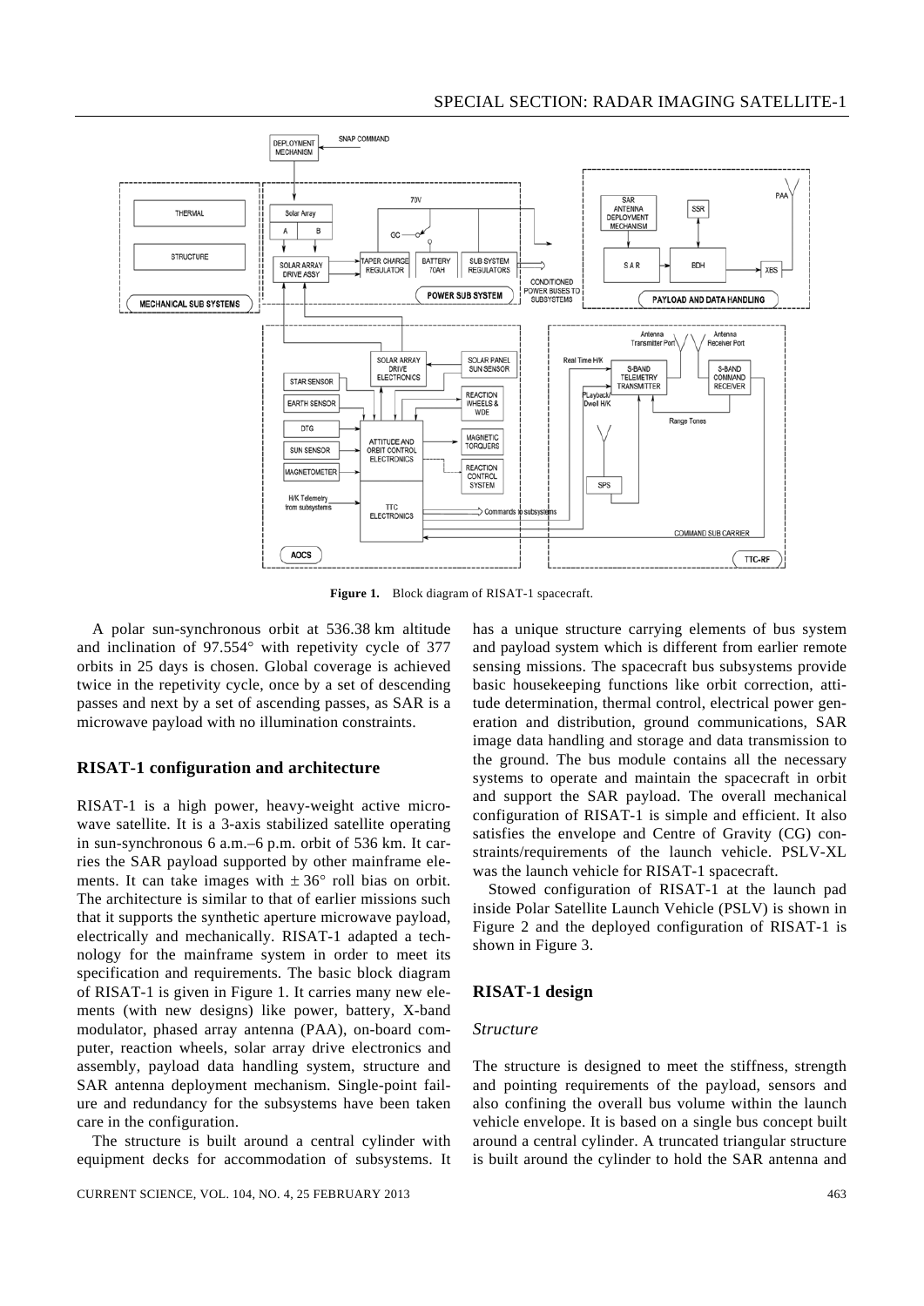**Figure 1.** Block diagram of RISAT-1 spacecraft.

A polar sun-synchronous orbit at 536.38 km altitude and inclination of 97.554° with repetivity cycle of 377 orbits in 25 days is chosen. Global coverage is achieved twice in the repetivity cycle, once by a set of descending passes and next by a set of ascending passes, as SAR is a microwave payload with no illumination constraints.

## RISAT-1 configuration and architecture

RISAT-1 is a high power, heavy-weight active microwave satellite. It is a 3-axis stabilized satellite operating in sun-synchronous 6 a.m.–6 p.m. orbit of 536 km. It carries the SAR payload supported by other mainframe elements. It can take images with ± 36° roll bias on orbit. The architecture is similar to that of earlier missions such that it supports the synthetic aperture microwave payload, electrically and mechanically. RISAT-1 adapted a technology for the mainframe system in order to meet its specification and requirements. The basic block diagram of RISAT-1 is given in Figure 1. It carries many new elements (with new designs) like power, battery, X-band modulator, phased array antenna (PAA), on-board computer, reaction wheels, solar array drive electronics and assembly, payload data handling system, structure and SAR antenna deployment mechanism. Single-point failure and redundancy for the subsystems have been taken care in the configuration.

The structure is built around a central cylinder with equipment decks for accommodation of subsystems. It has a unique structure carrying elements of bus system and payload system which is different from earlier remote sensing missions. The spacecraft bus subsystems provide basic housekeeping functions like orbit correction, attitude determination, thermal control, electrical power generation and distribution, ground communications, SAR image data handling and storage and data transmission to the ground. The bus module contains all the necessary systems to operate and maintain the spacecraft in orbit and support the SAR payload. The overall mechanical configuration of RISAT-1 is simple and efficient. It also satisfies the envelope and Centre of Gravity (CG) constraints/requirements of the launch vehicle. PSLV-XL was the launch vehicle for RISAT-1 spacecraft.

Stowed configuration of RISAT-1 at the launch pad inside Polar Satellite Launch Vehicle (PSLV) is shown in Figure 2 and the deployed configuration of RISAT-1 is shown in Figure 3.

## RISAT-1 design

### *Structure*

The structure is designed to meet the stiffness, strength and pointing requirements of the payload, sensors and also confining the overall bus volume within the launch vehicle envelope. It is based on a single bus concept built around a central cylinder. A truncated triangular structure is built around the cylinder to hold the SAR antenna and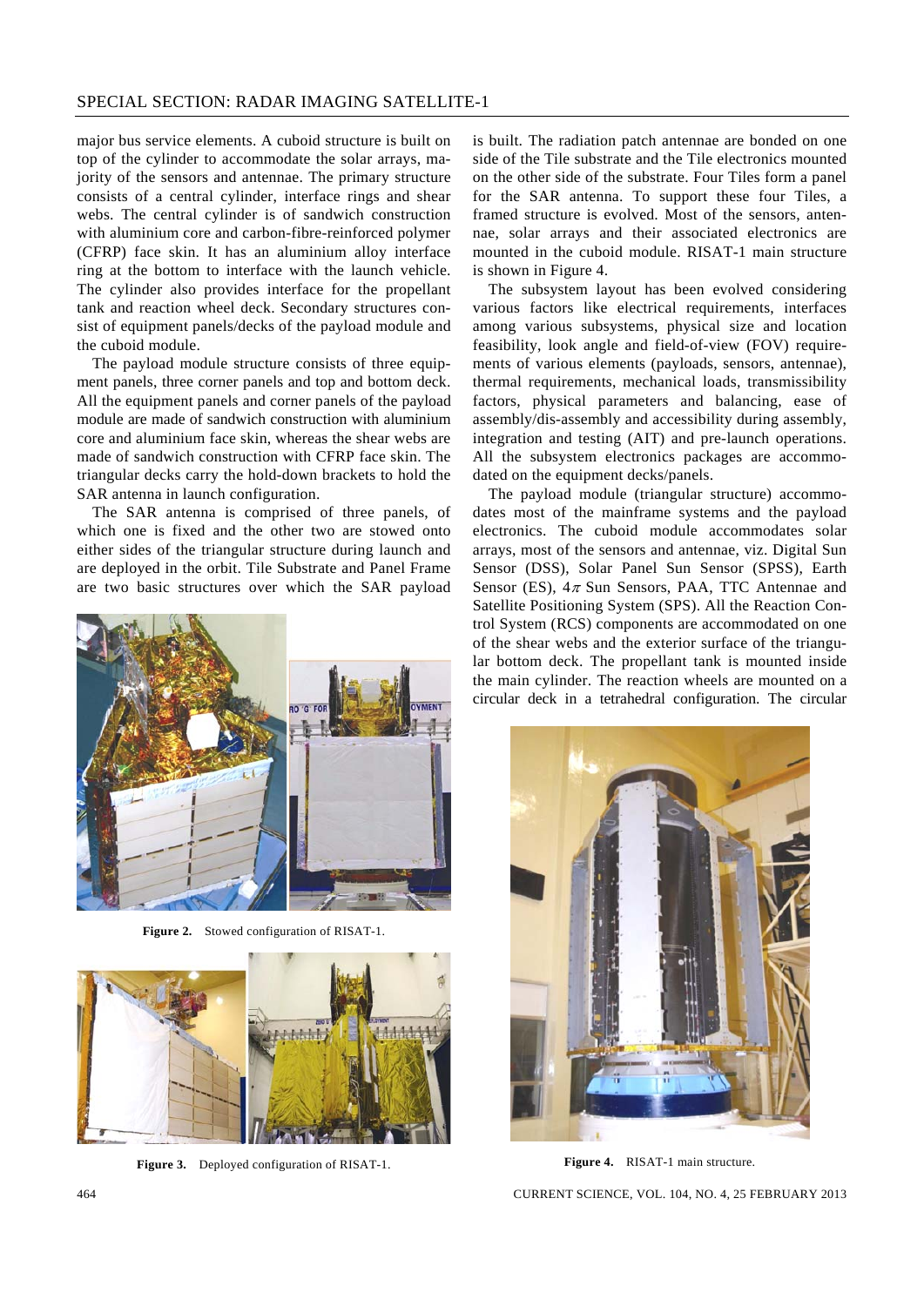major bus service elements. A cuboid structure is built on top of the cylinder to accommodate the solar arrays, majority of the sensors and antennae. The primary structure consists of a central cylinder, interface rings and shear webs. The central cylinder is of sandwich construction with aluminium core and carbon-fibre-reinforced polymer (CFRP) face skin. It has an aluminium alloy interface ring at the bottom to interface with the launch vehicle. The cylinder also provides interface for the propellant tank and reaction wheel deck. Secondary structures consist of equipment panels/decks of the payload module and the cuboid module.

The payload module structure consists of three equipment panels, three corner panels and top and bottom deck. All the equipment panels and corner panels of the payload module are made of sandwich construction with aluminium core and aluminium face skin, whereas the shear webs are made of sandwich construction with CFRP face skin. The triangular decks carry the hold-down brackets to hold the SAR antenna in launch configuration.

The SAR antenna is comprised of three panels, of which one is fixed and the other two are stowed onto either sides of the triangular structure during launch and are deployed in the orbit. Tile Substrate and Panel Frame are two basic structures over which the SAR payload is built. The radiation patch antennae are bonded on one side of the Tile substrate and the Tile electronics mounted on the other side of the substrate. Four Tiles form a panel for the SAR antenna. To support these four Tiles, a framed structure is evolved. Most of the sensors, antennae, solar arrays and their associated electronics are mounted in the cuboid module. RISAT-1 main structure is shown in Figure 4.

The subsystem layout has been evolved considering various factors like electrical requirements, interfaces among various subsystems, physical size and location feasibility, look angle and field-of-view (FOV) requirements of various elements (payloads, sensors, antennae), thermal requirements, mechanical loads, transmissibility factors, physical parameters and balancing, ease of assembly/dis-assembly and accessibility during assembly, integration and testing (AIT) and pre-launch operations. All the subsystem electronics packages are accommodated on the equipment decks/panels.

The payload module (triangular structure) accommodates most of the mainframe systems and the payload electronics. The cuboid module accommodates solar arrays, most of the sensors and antennae, viz. Digital Sun Sensor (DSS), Solar Panel Sun Sensor (SPSS), Earth Sensor (ES), $4\pi$ Sun Sensors, PAA, TTC Antennae and Satellite Positioning System (SPS). All the Reaction Control System (RCS) components are accommodated on one of the shear webs and the exterior surface of the triangular bottom deck. The propellant tank is mounted inside the main cylinder. The reaction wheels are mounted on a circular deck in a tetrahedral configuration. The circular

**Figure 2.** Stowed configuration of RISAT-1.

**Figure 3.** Deployed configuration of RISAT-1.

**Figure 4.** RISAT-1 main structure.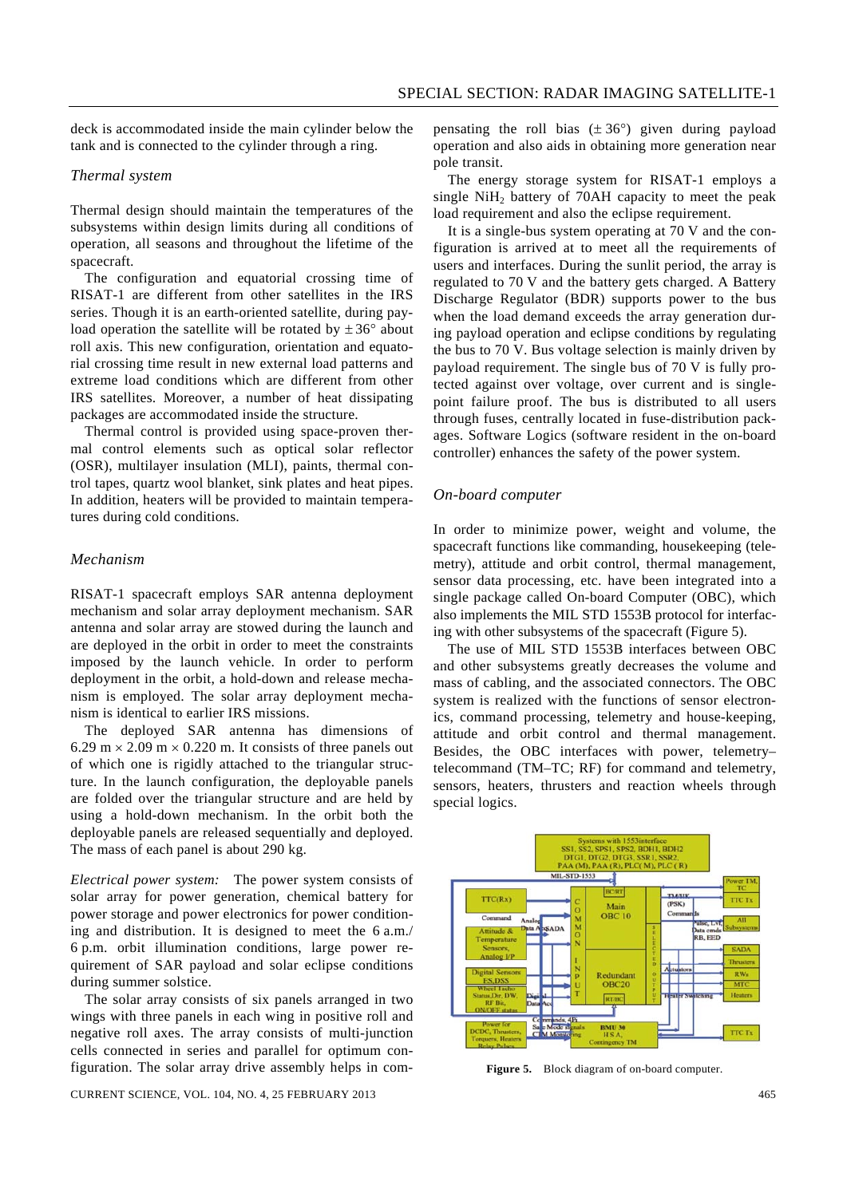deck is accommodated inside the main cylinder below the tank and is connected to the cylinder through a ring.

### *Thermal system*

Thermal design should maintain the temperatures of the subsystems within design limits during all conditions of operation, all seasons and throughout the lifetime of the spacecraft.

The configuration and equatorial crossing time of RISAT-1 are different from other satellites in the IRS series. Though it is an earth-oriented satellite, during payload operation the satellite will be rotated by ± 36° about roll axis. This new configuration, orientation and equatorial crossing time result in new external load patterns and extreme load conditions which are different from other IRS satellites. Moreover, a number of heat dissipating packages are accommodated inside the structure.

Thermal control is provided using space-proven thermal control elements such as optical solar reflector (OSR), multilayer insulation (MLI), paints, thermal control tapes, quartz wool blanket, sink plates and heat pipes. In addition, heaters will be provided to maintain temperatures during cold conditions.

### *Mechanism*

RISAT-1 spacecraft employs SAR antenna deployment mechanism and solar array deployment mechanism. SAR antenna and solar array are stowed during the launch and are deployed in the orbit in order to meet the constraints imposed by the launch vehicle. In order to perform deployment in the orbit, a hold-down and release mechanism is employed. The solar array deployment mechanism is identical to earlier IRS missions.

The deployed SAR antenna has dimensions of 6.29 m × 2.09 m × 0.220 m. It consists of three panels out of which one is rigidly attached to the triangular structure. In the launch configuration, the deployable panels are folded over the triangular structure and are held by using a hold-down mechanism. In the orbit both the deployable panels are released sequentially and deployed. The mass of each panel is about 290 kg.

*Electrical power system:* The power system consists of solar array for power generation, chemical battery for power storage and power electronics for power conditioning and distribution. It is designed to meet the 6 a.m./6 p.m. orbit illumination conditions, large power requirement of SAR payload and solar eclipse conditions during summer solstice.

The solar array consists of six panels arranged in two wings with three panels in each wing in positive roll and negative roll axes. The array consists of multi-junction cells connected in series and parallel for optimum configuration. The solar array drive assembly helps in compensating the roll bias (± 36°) given during payload operation and also aids in obtaining more generation near pole transit.

The energy storage system for RISAT-1 employs a single $NiH_2$ battery of 70AH capacity to meet the peak load requirement and also the eclipse requirement.

It is a single-bus system operating at 70 V and the configuration is arrived at to meet all the requirements of users and interfaces. During the sunlit period, the array is regulated to 70 V and the battery gets charged. A Battery Discharge Regulator (BDR) supports power to the bus when the load demand exceeds the array generation during payload operation and eclipse conditions by regulating the bus to 70 V. Bus voltage selection is mainly driven by payload requirement. The single bus of 70 V is fully protected against over voltage, over current and is single-point failure proof. The bus is distributed to all users through fuses, centrally located in fuse-distribution packages. Software Logics (software resident in the on-board controller) enhances the safety of the power system.

### *On-board computer*

In order to minimize power, weight and volume, the spacecraft functions like commanding, housekeeping (telemetry), attitude and orbit control, thermal management, sensor data processing, etc. have been integrated into a single package called On-board Computer (OBC), which also implements the MIL STD 1553B protocol for interfacing with other subsystems of the spacecraft (Figure 5).

The use of MIL STD 1553B interfaces between OBC and other subsystems greatly decreases the volume and mass of cabling, and the associated connectors. The OBC system is realized with the functions of sensor electronics, command processing, telemetry and house-keeping, attitude and orbit control and thermal management. Besides, the OBC interfaces with power, telemetry–telecommand (TM–TC; RF) for command and telemetry, sensors, heaters, thrusters and reaction wheels through special logics.

**Figure 5.** Block diagram of on-board computer.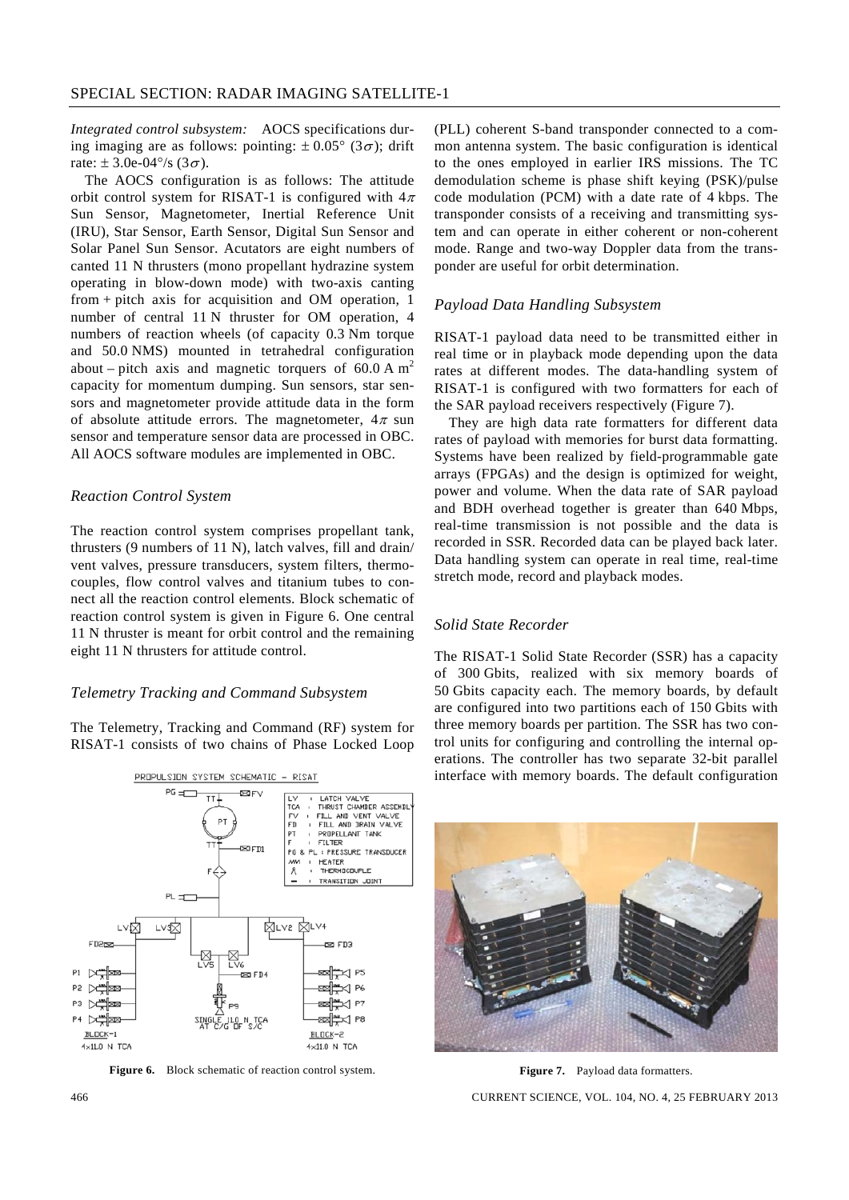*Integrated control subsystem:* AOCS specifications during imaging are as follows: pointing: $\pm 0.05°$ ($3\sigma$); drift rate: $\pm 3.0\text{e-}04°/\text{s}$ ($3\sigma$).

The AOCS configuration is as follows: The attitude orbit control system for RISAT-1 is configured with $4\pi$ Sun Sensor, Magnetometer, Inertial Reference Unit (IRU), Star Sensor, Earth Sensor, Digital Sun Sensor and Solar Panel Sun Sensor. Acutators are eight numbers of canted 11 N thrusters (mono propellant hydrazine system operating in blow-down mode) with two-axis canting from + pitch axis for acquisition and OM operation, 1 number of central 11 N thruster for OM operation, 4 numbers of reaction wheels (of capacity 0.3 Nm torque and 50.0 NMS) mounted in tetrahedral configuration about – pitch axis and magnetic torquers of 60.0 A $m^2$ capacity for momentum dumping. Sun sensors, star sensors and magnetometer provide attitude data in the form of absolute attitude errors. The magnetometer, $4\pi$ sun sensor and temperature sensor data are processed in OBC. All AOCS software modules are implemented in OBC.

### *Reaction Control System*

The reaction control system comprises propellant tank, thrusters (9 numbers of 11 N), latch valves, fill and drain/vent valves, pressure transducers, system filters, thermocouples, flow control valves and titanium tubes to connect all the reaction control elements. Block schematic of reaction control system is given in Figure 6. One central 11 N thruster is meant for orbit control and the remaining eight 11 N thrusters for attitude control.

### *Telemetry Tracking and Command Subsystem*

The Telemetry, Tracking and Command (RF) system for RISAT-1 consists of two chains of Phase Locked Loop (PLL) coherent S-band transponder connected to a common antenna system. The basic configuration is identical to the ones employed in earlier IRS missions. The TC demodulation scheme is phase shift keying (PSK)/pulse code modulation (PCM) with a date rate of 4 kbps. The transponder consists of a receiving and transmitting system and can operate in either coherent or non-coherent mode. Range and two-way Doppler data from the transponder are useful for orbit determination.

**Figure 6.** Block schematic of reaction control system.

### *Payload Data Handling Subsystem*

RISAT-1 payload data need to be transmitted either in real time or in playback mode depending upon the data rates at different modes. The data-handling system of RISAT-1 is configured with two formatters for each of the SAR payload receivers respectively (Figure 7).

They are high data rate formatters for different data rates of payload with memories for burst data formatting. Systems have been realized by field-programmable gate arrays (FPGAs) and the design is optimized for weight, power and volume. When the data rate of SAR payload and BDH overhead together is greater than 640 Mbps, real-time transmission is not possible and the data is recorded in SSR. Recorded data can be played back later. Data handling system can operate in real time, real-time stretch mode, record and playback modes.

### *Solid State Recorder*

The RISAT-1 Solid State Recorder (SSR) has a capacity of 300 Gbits, realized with six memory boards of 50 Gbits capacity each. The memory boards, by default are configured into two partitions each of 150 Gbits with three memory boards per partition. The SSR has two control units for configuring and controlling the internal operations. The controller has two separate 32-bit parallel interface with memory boards. The default configuration

**Figure 7.** Payload data formatters.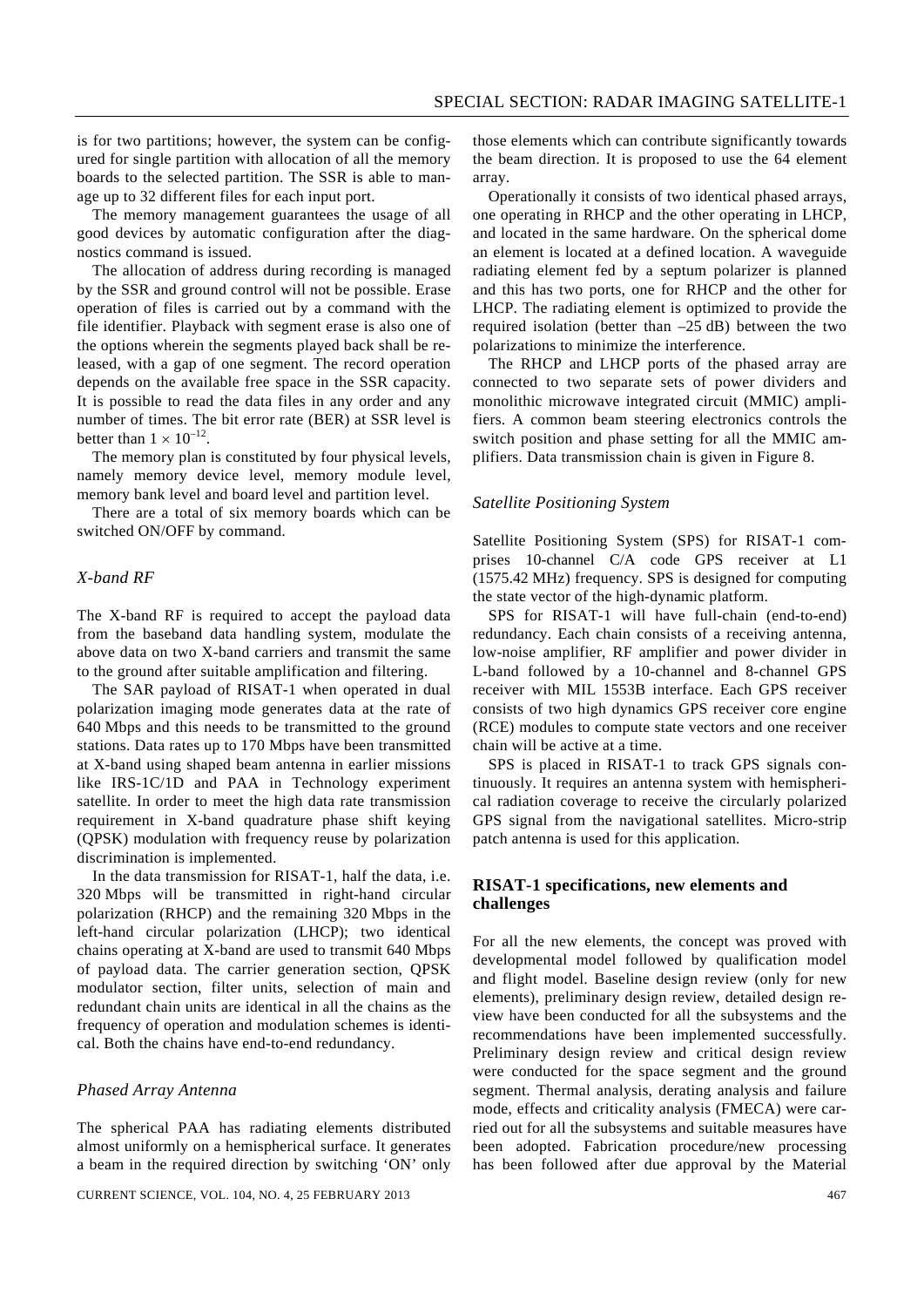is for two partitions; however, the system can be configured for single partition with allocation of all the memory boards to the selected partition. The SSR is able to manage up to 32 different files for each input port.

The memory management guarantees the usage of all good devices by automatic configuration after the diagnostics command is issued.

The allocation of address during recording is managed by the SSR and ground control will not be possible. Erase operation of files is carried out by a command with the file identifier. Playback with segment erase is also one of the options wherein the segments played back shall be released, with a gap of one segment. The record operation depends on the available free space in the SSR capacity. It is possible to read the data files in any order and any number of times. The bit error rate (BER) at SSR level is better than $1 \times 10^{-12}$.

The memory plan is constituted by four physical levels, namely memory device level, memory module level, memory bank level and board level and partition level.

There are a total of six memory boards which can be switched ON/OFF by command.

### *X-band RF*

The X-band RF is required to accept the payload data from the baseband data handling system, modulate the above data on two X-band carriers and transmit the same to the ground after suitable amplification and filtering.

The SAR payload of RISAT-1 when operated in dual polarization imaging mode generates data at the rate of 640 Mbps and this needs to be transmitted to the ground stations. Data rates up to 170 Mbps have been transmitted at X-band using shaped beam antenna in earlier missions like IRS-1C/1D and PAA in Technology experiment satellite. In order to meet the high data rate transmission requirement in X-band quadrature phase shift keying (QPSK) modulation with frequency reuse by polarization discrimination is implemented.

In the data transmission for RISAT-1, half the data, i.e. 320 Mbps will be transmitted in right-hand circular polarization (RHCP) and the remaining 320 Mbps in the left-hand circular polarization (LHCP); two identical chains operating at X-band are used to transmit 640 Mbps of payload data. The carrier generation section, QPSK modulator section, filter units, selection of main and redundant chain units are identical in all the chains as the frequency of operation and modulation schemes is identical. Both the chains have end-to-end redundancy.

### *Phased Array Antenna*

The spherical PAA has radiating elements distributed almost uniformly on a hemispherical surface. It generates a beam in the required direction by switching 'ON' only those elements which can contribute significantly towards the beam direction. It is proposed to use the 64 element array.

Operationally it consists of two identical phased arrays, one operating in RHCP and the other operating in LHCP, and located in the same hardware. On the spherical dome an element is located at a defined location. A waveguide radiating element fed by a septum polarizer is planned and this has two ports, one for RHCP and the other for LHCP. The radiating element is optimized to provide the required isolation (better than –25 dB) between the two polarizations to minimize the interference.

The RHCP and LHCP ports of the phased array are connected to two separate sets of power dividers and monolithic microwave integrated circuit (MMIC) amplifiers. A common beam steering electronics controls the switch position and phase setting for all the MMIC amplifiers. Data transmission chain is given in Figure 8.

### *Satellite Positioning System*

Satellite Positioning System (SPS) for RISAT-1 comprises 10-channel C/A code GPS receiver at L1 (1575.42 MHz) frequency. SPS is designed for computing the state vector of the high-dynamic platform.

SPS for RISAT-1 will have full-chain (end-to-end) redundancy. Each chain consists of a receiving antenna, low-noise amplifier, RF amplifier and power divider in L-band followed by a 10-channel and 8-channel GPS receiver with MIL 1553B interface. Each GPS receiver consists of two high dynamics GPS receiver core engine (RCE) modules to compute state vectors and one receiver chain will be active at a time.

SPS is placed in RISAT-1 to track GPS signals continuously. It requires an antenna system with hemispherical radiation coverage to receive the circularly polarized GPS signal from the navigational satellites. Micro-strip patch antenna is used for this application.

## **RISAT-1 specifications, new elements and challenges**

For all the new elements, the concept was proved with developmental model followed by qualification model and flight model. Baseline design review (only for new elements), preliminary design review, detailed design review have been conducted for all the subsystems and the recommendations have been implemented successfully. Preliminary design review and critical design review were conducted for the space segment and the ground segment. Thermal analysis, derating analysis and failure mode, effects and criticality analysis (FMECA) were carried out for all the subsystems and suitable measures have been adopted. Fabrication procedure/new processing has been followed after due approval by the Material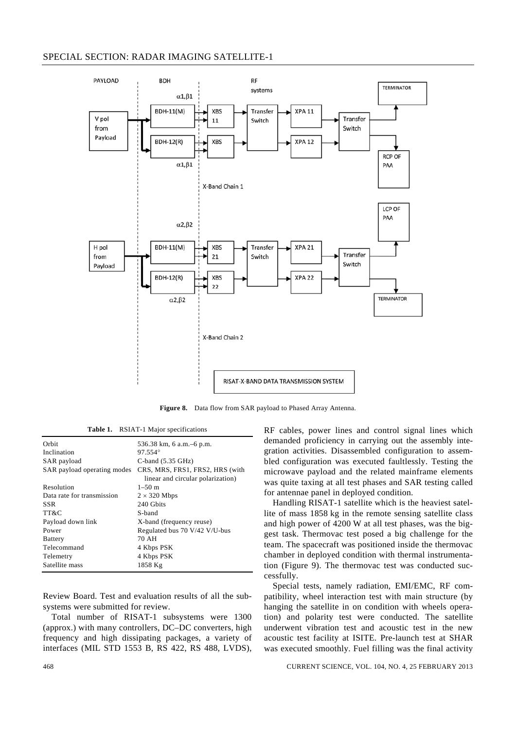Figure 8. Data flow from SAR payload to Phased Array Antenna.

**Table 1.** RSIAT-1 Major specifications

| | |
|---|---|
| Orbit | 536.38 km, 6 a.m.–6 p.m. |
| Inclination | 97.554° |
| SAR payload | C-band (5.35 GHz) |
| SAR payload operating modes | CRS, MRS, FRS1, FRS2, HRS (with linear and circular polarization) |
| Resolution | 1–50 m |
| Data rate for transmission | 2 × 320 Mbps |
| SSR | 240 Gbits |
| TT&C | S-band |
| Payload down link | X-band (frequency reuse) |
| Power | Regulated bus 70 V/42 V/U-bus |
| Battery | 70 AH |
| Telecommand | 4 Kbps PSK |
| Telemetry | 4 Kbps PSK |
| Satellite mass | 1858 Kg |

Review Board. Test and evaluation results of all the subsystems were submitted for review.

Total number of RISAT-1 subsystems were 1300 (approx.) with many controllers, DC–DC converters, high frequency and high dissipating packages, a variety of interfaces (MIL STD 1553 B, RS 422, RS 488, LVDS), RF cables, power lines and control signal lines which demanded proficiency in carrying out the assembly integration activities. Disassembled configuration to assembled configuration was executed faultlessly. Testing the microwave payload and the related mainframe elements was quite taxing at all test phases and SAR testing called for antennae panel in deployed condition.

Handling RISAT-1 satellite which is the heaviest satellite of mass 1858 kg in the remote sensing satellite class and high power of 4200 W at all test phases, was the biggest task. Thermovac test posed a big challenge for the team. The spacecraft was positioned inside the thermovac chamber in deployed condition with thermal instrumentation (Figure 9). The thermovac test was conducted successfully.

Special tests, namely radiation, EMI/EMC, RF compatibility, wheel interaction test with main structure (by hanging the satellite in on condition with wheels operation) and polarity test were conducted. The satellite underwent vibration test and acoustic test in the new acoustic test facility at ISITE. Pre-launch test at SHAR was executed smoothly. Fuel filling was the final activity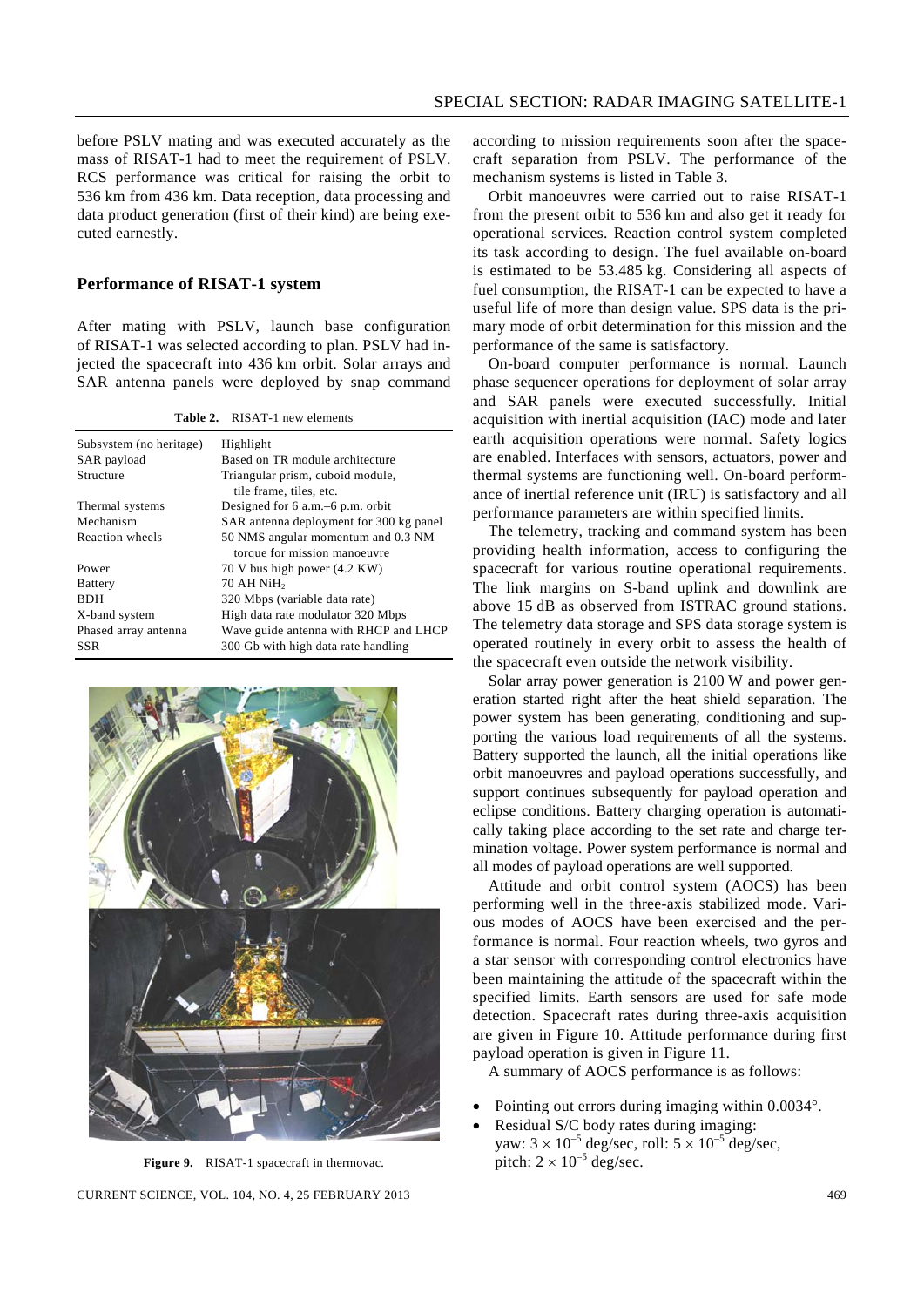before PSLV mating and was executed accurately as the mass of RISAT-1 had to meet the requirement of PSLV. RCS performance was critical for raising the orbit to 536 km from 436 km. Data reception, data processing and data product generation (first of their kind) are being executed earnestly.

## Performance of RISAT-1 system

After mating with PSLV, launch base configuration of RISAT-1 was selected according to plan. PSLV had injected the spacecraft into 436 km orbit. Solar arrays and SAR antenna panels were deployed by snap command according to mission requirements soon after the spacecraft separation from PSLV. The performance of the mechanism systems is listed in Table 3.

**Table 2.** RISAT-1 new elements

| Subsystem (no heritage) | Highlight |
|---|---|
| SAR payload | Based on TR module architecture |
| Structure | Triangular prism, cuboid module, tile frame, tiles, etc. |
| Thermal systems | Designed for 6 a.m.–6 p.m. orbit |
| Mechanism | SAR antenna deployment for 300 kg panel |
| Reaction wheels | 50 NMS angular momentum and 0.3 NM torque for mission manoeuvre |
| Power | 70 V bus high power (4.2 KW) |
| Battery | 70 AH $NiH_2$ |
| BDH | 320 Mbps (variable data rate) |
| X-band system | High data rate modulator 320 Mbps |
| Phased array antenna | Wave guide antenna with RHCP and LHCP |
| SSR | 300 Gb with high data rate handling |

**Figure 9.** RISAT-1 spacecraft in thermovac.

Orbit manoeuvres were carried out to raise RISAT-1 from the present orbit to 536 km and also get it ready for operational services. Reaction control system completed its task according to design. The fuel available on-board is estimated to be 53.485 kg. Considering all aspects of fuel consumption, the RISAT-1 can be expected to have a useful life of more than design value. SPS data is the primary mode of orbit determination for this mission and the performance of the same is satisfactory.

On-board computer performance is normal. Launch phase sequencer operations for deployment of solar array and SAR panels were executed successfully. Initial acquisition with inertial acquisition (IAC) mode and later earth acquisition operations were normal. Safety logics are enabled. Interfaces with sensors, actuators, power and thermal systems are functioning well. On-board performance of inertial reference unit (IRU) is satisfactory and all performance parameters are within specified limits.

The telemetry, tracking and command system has been providing health information, access to configuring the spacecraft for various routine operational requirements. The link margins on S-band uplink and downlink are above 15 dB as observed from ISTRAC ground stations. The telemetry data storage and SPS data storage system is operated routinely in every orbit to assess the health of the spacecraft even outside the network visibility.

Solar array power generation is 2100 W and power generation started right after the heat shield separation. The power system has been generating, conditioning and supporting the various load requirements of all the systems. Battery supported the launch, all the initial operations like orbit manoeuvres and payload operations successfully, and support continues subsequently for payload operation and eclipse conditions. Battery charging operation is automatically taking place according to the set rate and charge termination voltage. Power system performance is normal and all modes of payload operations are well supported.

Attitude and orbit control system (AOCS) has been performing well in the three-axis stabilized mode. Various modes of AOCS have been exercised and the performance is normal. Four reaction wheels, two gyros and a star sensor with corresponding control electronics have been maintaining the attitude of the spacecraft within the specified limits. Earth sensors are used for safe mode detection. Spacecraft rates during three-axis acquisition are given in Figure 10. Attitude performance during first payload operation is given in Figure 11.

A summary of AOCS performance is as follows:

- Pointing out errors during imaging within 0.0034°.
- Residual S/C body rates during imaging: yaw: $3 \times 10^{-5}$ deg/sec, roll: $5 \times 10^{-5}$ deg/sec, pitch: $2 \times 10^{-5}$ deg/sec.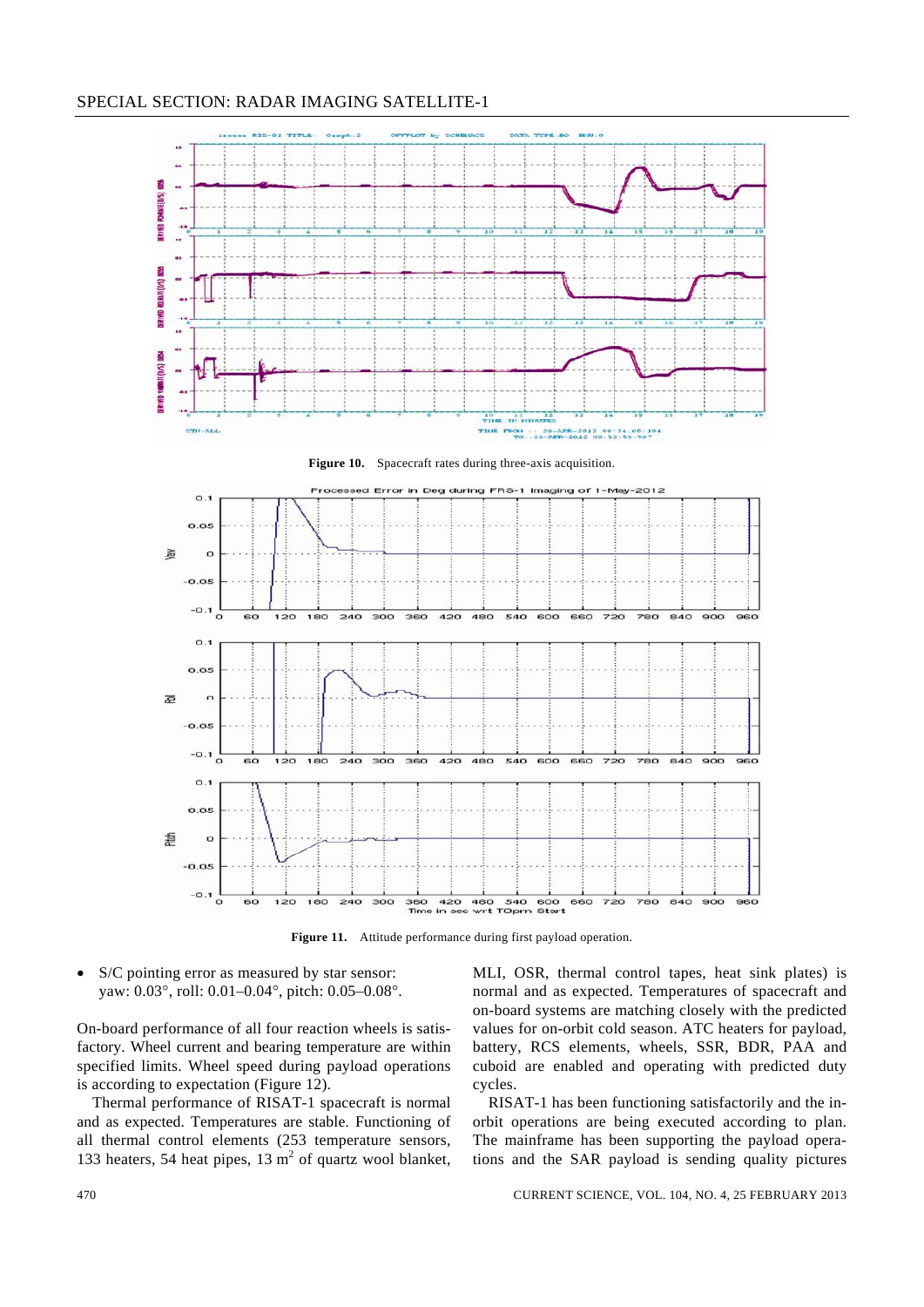Figure 10. Spacecraft rates during three-axis acquisition.

Figure 11. Attitude performance during first payload operation.

- S/C pointing error as measured by star sensor: yaw: 0.03°, roll: 0.01–0.04°, pitch: 0.05–0.08°.

On-board performance of all four reaction wheels is satisfactory. Wheel current and bearing temperature are within specified limits. Wheel speed during payload operations is according to expectation (Figure 12).

Thermal performance of RISAT-1 spacecraft is normal and as expected. Temperatures are stable. Functioning of all thermal control elements (253 temperature sensors, 133 heaters, 54 heat pipes, 13 $m^2$ of quartz wool blanket, MLI, OSR, thermal control tapes, heat sink plates) is normal and as expected. Temperatures of spacecraft and on-board systems are matching closely with the predicted values for on-orbit cold season. ATC heaters for payload, battery, RCS elements, wheels, SSR, BDR, PAA and cuboid are enabled and operating with predicted duty cycles.

RISAT-1 has been functioning satisfactorily and the in-orbit operations are being executed according to plan. The mainframe has been supporting the payload operations and the SAR payload is sending quality pictures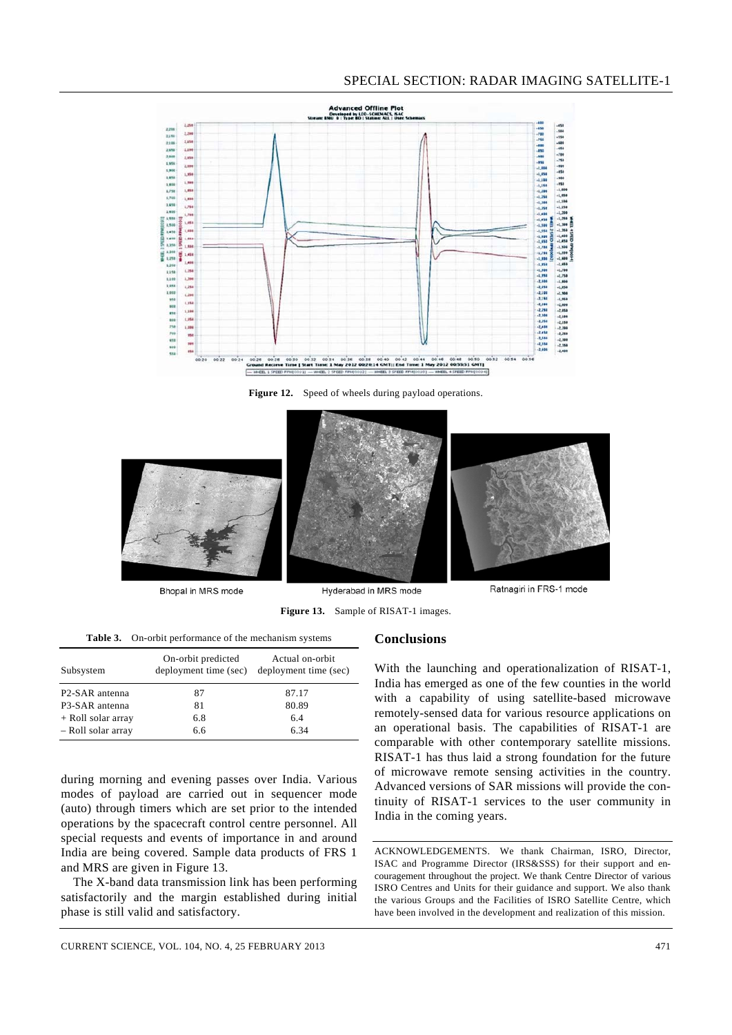Advanced Offline Plot
Developed by LEO-SCHEMACS, ISAC

Ground Recieve Time [ Start Time: 1 May 2012 00:20:14 GMT] End Time: 1 May 2012 00:55:51 GMT]

**Figure 12.** Speed of wheels during payload operations.

Bhopal in MRS mode

Hyderabad in MRS mode

Ratnagiri in FRS-1 mode

**Figure 13.** Sample of RISAT-1 images.

**Table 3.** On-orbit performance of the mechanism systems

| Subsystem | On-orbit predicted deployment time (sec) | Actual on-orbit deployment time (sec) |
|---|---|---|
| P2-SAR antenna | 87 | 87.17 |
| P3-SAR antenna | 81 | 80.89 |
| + Roll solar array | 6.8 | 6.4 |
| – Roll solar array | 6.6 | 6.34 |

during morning and evening passes over India. Various modes of payload are carried out in sequencer mode (auto) through timers which are set prior to the intended operations by the spacecraft control centre personnel. All special requests and events of importance in and around India are being covered. Sample data products of FRS 1 and MRS are given in Figure 13.

The X-band data transmission link has been performing satisfactorily and the margin established during initial phase is still valid and satisfactory.

## Conclusions

With the launching and operationalization of RISAT-1, India has emerged as one of the few counties in the world with a capability of using satellite-based microwave remotely-sensed data for various resource applications on an operational basis. The capabilities of RISAT-1 are comparable with other contemporary satellite missions. RISAT-1 has thus laid a strong foundation for the future of microwave remote sensing activities in the country. Advanced versions of SAR missions will provide the continuity of RISAT-1 services to the user community in India in the coming years.

ACKNOWLEDGEMENTS. We thank Chairman, ISRO, Director, ISAC and Programme Director (IRS&SSS) for their support and encouragement throughout the project. We thank Centre Director of various ISRO Centres and Units for their guidance and support. We also thank the various Groups and the Facilities of ISRO Satellite Centre, which have been involved in the development and realization of this mission.